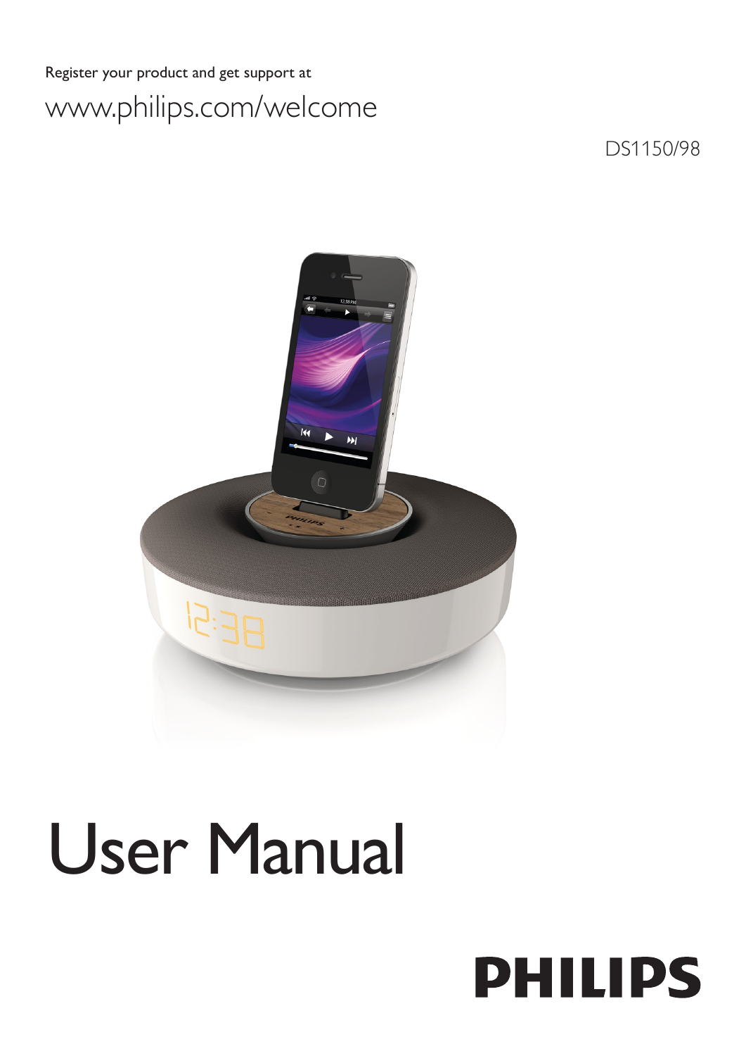Register your product and get support at

www.philips.com/welcome

DS1150/98

# User Manual

PHILIPS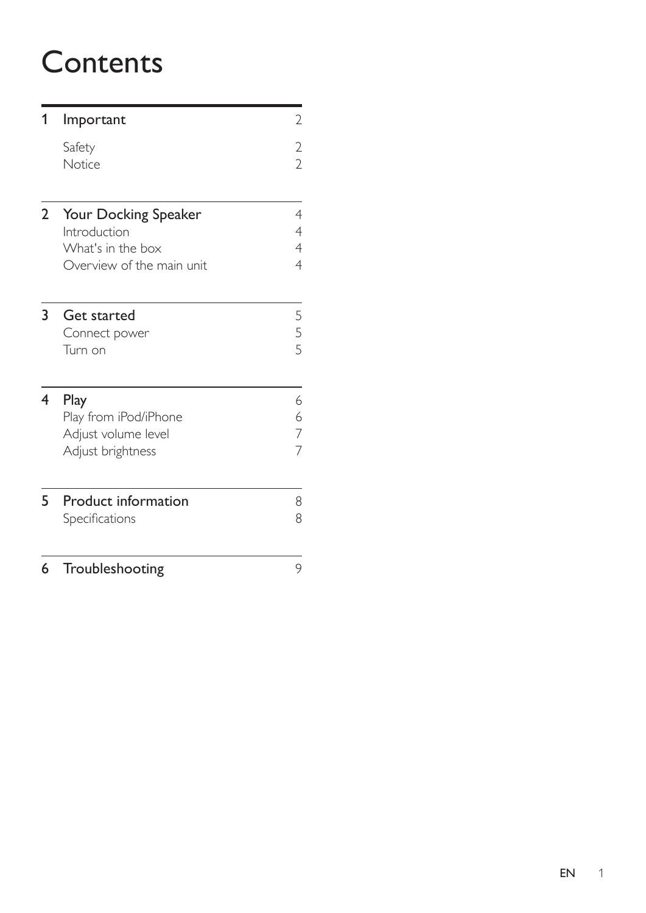# Contents

| | | |
|---|---|---|
| **1** | **Important** | **2** |
| | Safety | 2 |
| | Notice | 2 |
| **2** | **Your Docking Speaker** | **4** |
| | Introduction | 4 |
| | What's in the box | 4 |
| | Overview of the main unit | 4 |
| **3** | **Get started** | **5** |
| | Connect power | 5 |
| | Turn on | 5 |
| **4** | **Play** | **6** |
| | Play from iPod/iPhone | 6 |
| | Adjust volume level | 7 |
| | Adjust brightness | 7 |
| **5** | **Product information** | **8** |
| | Specifications | 8 |
| **6** | **Troubleshooting** | **9** |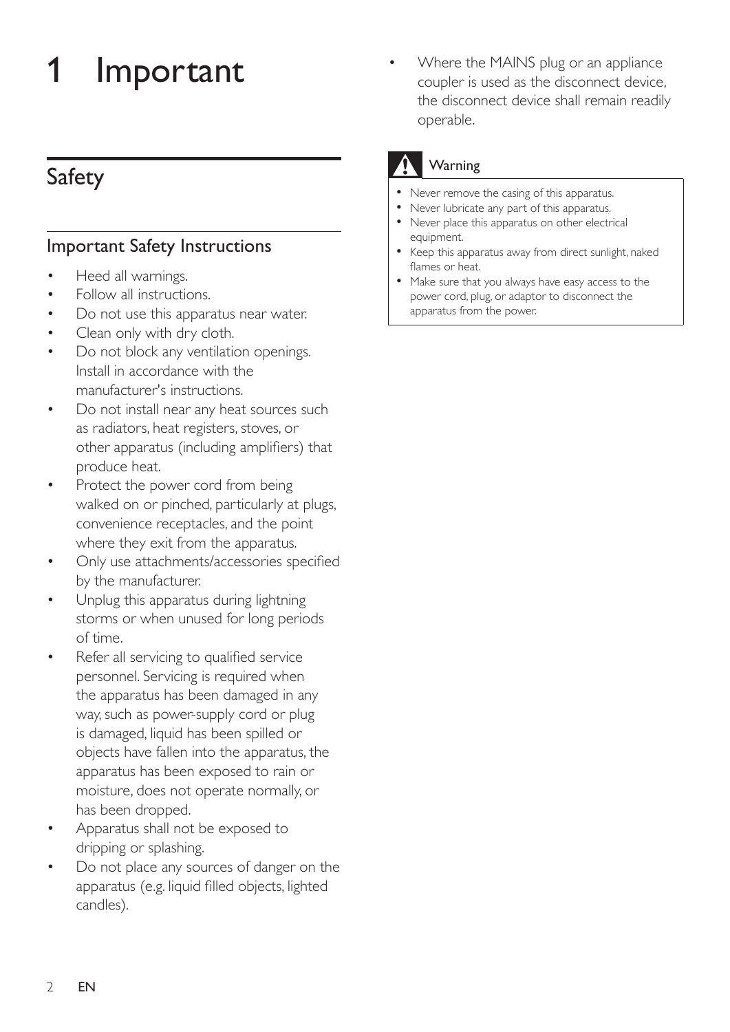# 1 Important

## Safety

### Important Safety Instructions

- Heed all warnings.
- Follow all instructions.
- Do not use this apparatus near water.
- Clean only with dry cloth.
- Do not block any ventilation openings. Install in accordance with the manufacturer's instructions.
- Do not install near any heat sources such as radiators, heat registers, stoves, or other apparatus (including amplifiers) that produce heat.
- Protect the power cord from being walked on or pinched, particularly at plugs, convenience receptacles, and the point where they exit from the apparatus.
- Only use attachments/accessories specified by the manufacturer.
- Unplug this apparatus during lightning storms or when unused for long periods of time.
- Refer all servicing to qualified service personnel. Servicing is required when the apparatus has been damaged in any way, such as power-supply cord or plug is damaged, liquid has been spilled or objects have fallen into the apparatus, the apparatus has been exposed to rain or moisture, does not operate normally, or has been dropped.
- Apparatus shall not be exposed to dripping or splashing.
- Do not place any sources of danger on the apparatus (e.g. liquid filled objects, lighted candles).
- Where the MAINS plug or an appliance coupler is used as the disconnect device, the disconnect device shall remain readily operable.

**Warning**

- Never remove the casing of this apparatus.
- Never lubricate any part of this apparatus.
- Never place this apparatus on other electrical equipment.
- Keep this apparatus away from direct sunlight, naked flames or heat.
- Make sure that you always have easy access to the power cord, plug, or adaptor to disconnect the apparatus from the power.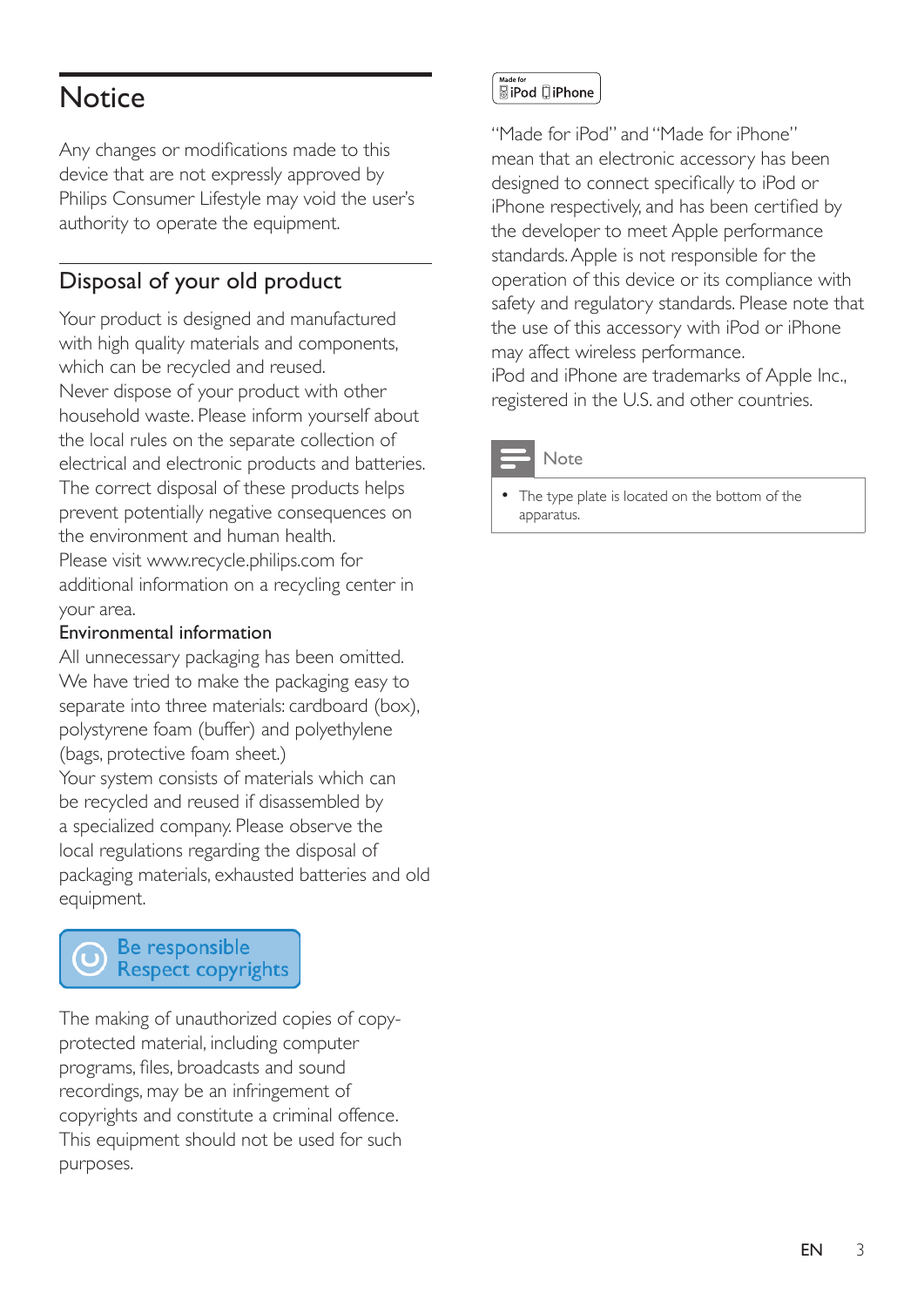# Notice

Any changes or modifications made to this device that are not expressly approved by Philips Consumer Lifestyle may void the user's authority to operate the equipment.

## Disposal of your old product

Your product is designed and manufactured with high quality materials and components, which can be recycled and reused.

Never dispose of your product with other household waste. Please inform yourself about the local rules on the separate collection of electrical and electronic products and batteries. The correct disposal of these products helps prevent potentially negative consequences on the environment and human health.

Please visit www.recycle.philips.com for additional information on a recycling center in your area.

**Environmental information**

All unnecessary packaging has been omitted. We have tried to make the packaging easy to separate into three materials: cardboard (box), polystyrene foam (buffer) and polyethylene (bags, protective foam sheet.)

Your system consists of materials which can be recycled and reused if disassembled by a specialized company. Please observe the local regulations regarding the disposal of packaging materials, exhausted batteries and old equipment.

Be responsible
Respect copyrights

The making of unauthorized copies of copy-protected material, including computer programs, files, broadcasts and sound recordings, may be an infringement of copyrights and constitute a criminal offence. This equipment should not be used for such purposes.

Made for iPod iPhone

"Made for iPod" and "Made for iPhone" mean that an electronic accessory has been designed to connect specifically to iPod or iPhone respectively, and has been certified by the developer to meet Apple performance standards. Apple is not responsible for the operation of this device or its compliance with safety and regulatory standards. Please note that the use of this accessory with iPod or iPhone may affect wireless performance.

iPod and iPhone are trademarks of Apple Inc., registered in the U.S. and other countries.

**Note**

- The type plate is located on the bottom of the apparatus.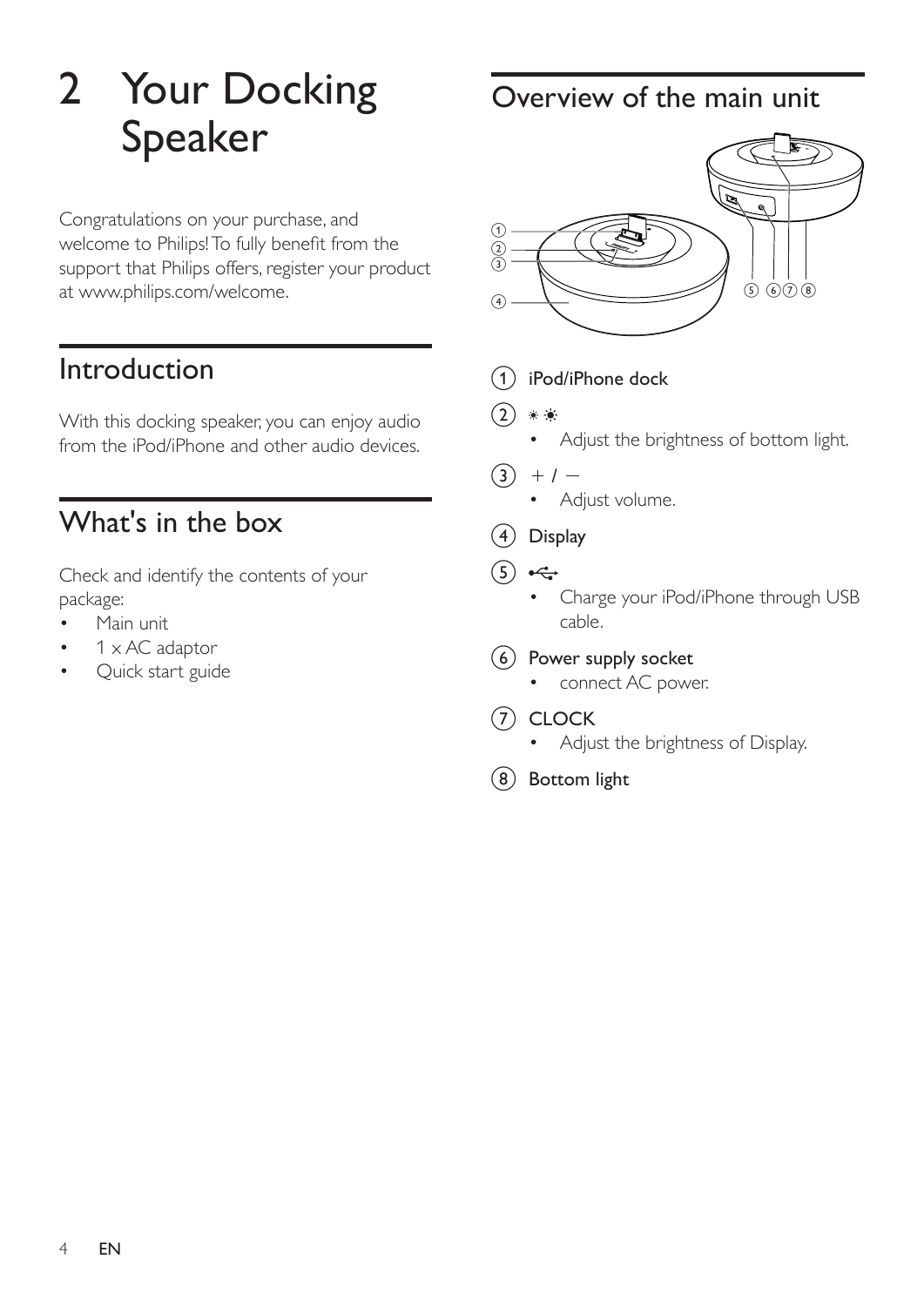# 2 Your Docking Speaker

Congratulations on your purchase, and welcome to Philips! To fully benefit from the support that Philips offers, register your product at www.philips.com/welcome.

## Introduction

With this docking speaker, you can enjoy audio from the iPod/iPhone and other audio devices.

## What's in the box

Check and identify the contents of your package:

- Main unit
- 1 × AC adaptor
- Quick start guide

## Overview of the main unit

1. **iPod/iPhone dock**
2. ☀ ☀
   - Adjust the brightness of bottom light.
3. + / −
   - Adjust volume.
4. **Display**
5. ⭠ (USB)
   - Charge your iPod/iPhone through USB cable.
6. **Power supply socket**
   - connect AC power.
7. **CLOCK**
   - Adjust the brightness of Display.
8. **Bottom light**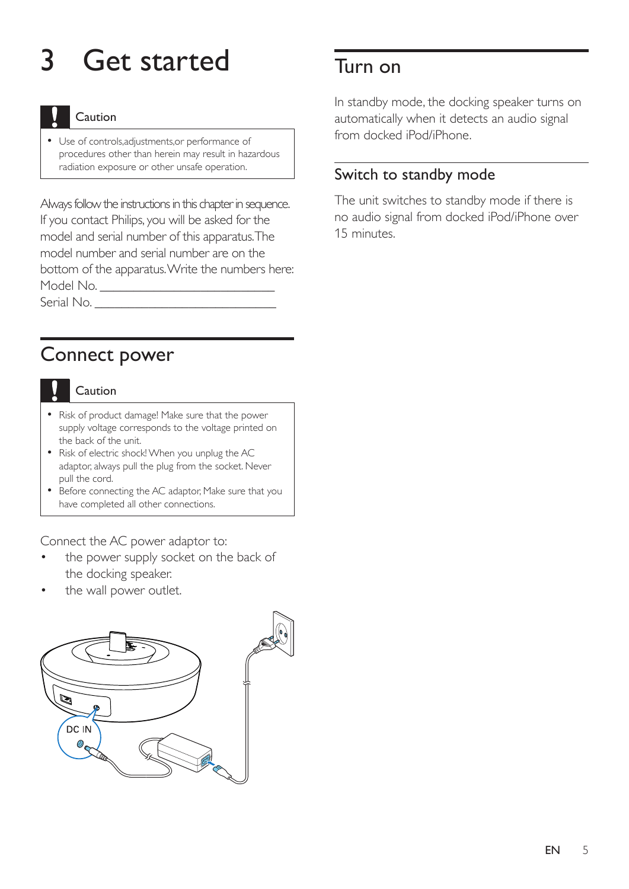# 3 Get started

**Caution**

- Use of controls,adjustments,or performance of procedures other than herein may result in hazardous radiation exposure or other unsafe operation.

Always follow the instructions in this chapter in sequence. If you contact Philips, you will be asked for the model and serial number of this apparatus. The model number and serial number are on the bottom of the apparatus. Write the numbers here:
Model No. __________________________
Serial No. ___________________________

## Connect power

**Caution**

- Risk of product damage! Make sure that the power supply voltage corresponds to the voltage printed on the back of the unit.
- Risk of electric shock! When you unplug the AC adaptor, always pull the plug from the socket. Never pull the cord.
- Before connecting the AC adaptor, Make sure that you have completed all other connections.

Connect the AC power adaptor to:

- the power supply socket on the back of the docking speaker.
- the wall power outlet.

DC IN

## Turn on

In standby mode, the docking speaker turns on automatically when it detects an audio signal from docked iPod/iPhone.

## Switch to standby mode

The unit switches to standby mode if there is no audio signal from docked iPod/iPhone over 15 minutes.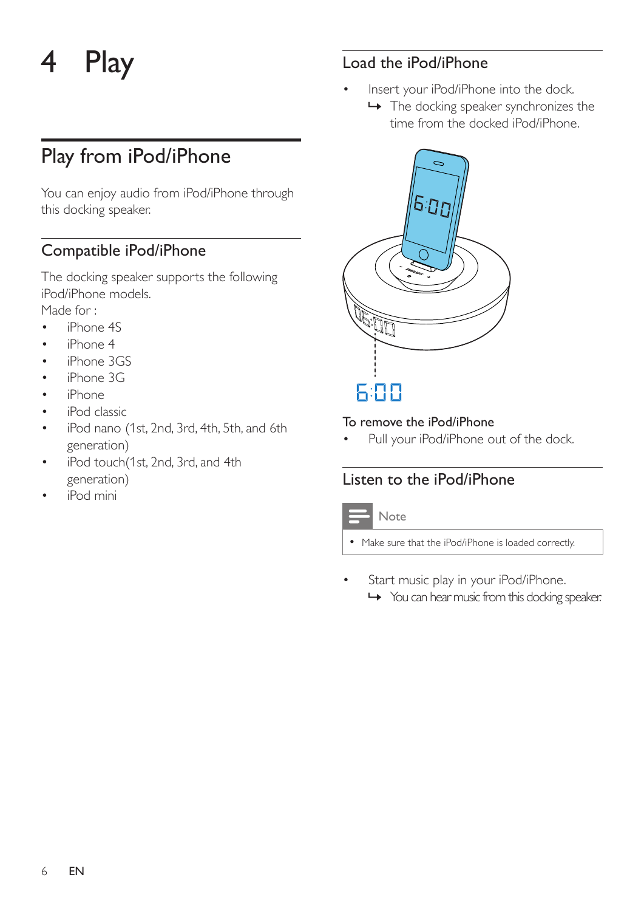# 4 Play

## Play from iPod/iPhone

You can enjoy audio from iPod/iPhone through this docking speaker.

### Compatible iPod/iPhone

The docking speaker supports the following iPod/iPhone models.
Made for :

- iPhone 4S
- iPhone 4
- iPhone 3GS
- iPhone 3G
- iPhone
- iPod classic
- iPod nano (1st, 2nd, 3rd, 4th, 5th, and 6th generation)
- iPod touch(1st, 2nd, 3rd, and 4th generation)
- iPod mini

### Load the iPod/iPhone

- Insert your iPod/iPhone into the dock.
  - ↳ The docking speaker synchronizes the time from the docked iPod/iPhone.

**To remove the iPod/iPhone**

- Pull your iPod/iPhone out of the dock.

### Listen to the iPod/iPhone

**Note**

- Make sure that the iPod/iPhone is loaded correctly.

- Start music play in your iPod/iPhone.
  - ↳ You can hear music from this docking speaker.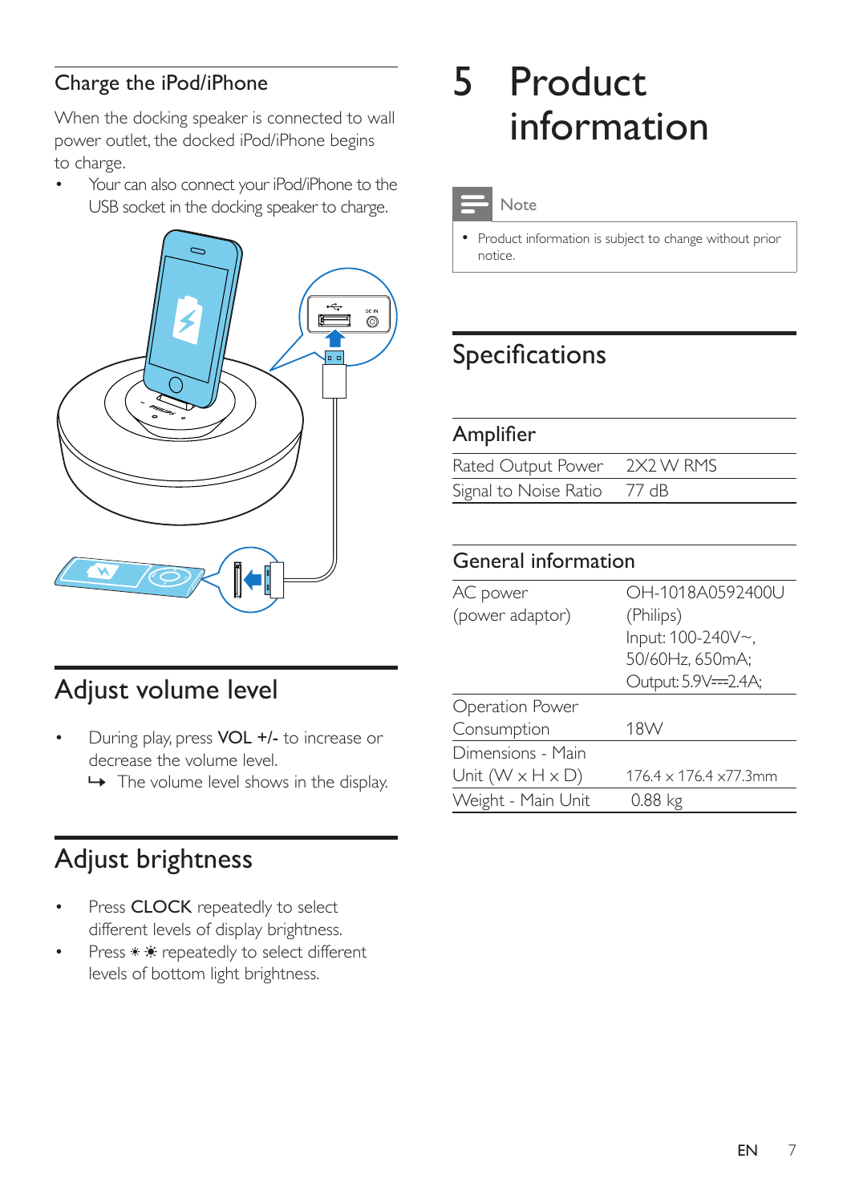### Charge the iPod/iPhone

When the docking speaker is connected to wall power outlet, the docked iPod/iPhone begins to charge.

- Your can also connect your iPod/iPhone to the USB socket in the docking speaker to charge.

## Adjust volume level

- During play, press **VOL +/-** to increase or decrease the volume level.
  ↳ The volume level shows in the display.

## Adjust brightness

- Press **CLOCK** repeatedly to select different levels of display brightness.
- Press ☀ ☀ repeatedly to select different levels of bottom light brightness.

# 5 Product information

**Note**

- Product information is subject to change without prior notice.

## Specifications

### Amplifier

| | |
|---|---|
| Rated Output Power | 2X2 W RMS |
| Signal to Noise Ratio | 77 dB |

### General information

| | |
|---|---|
| AC power (power adaptor) | OH-1018A0592400U (Philips) Input: 100-240V~, 50/60Hz, 650mA; Output: 5.9V⎓2.4A; |
| Operation Power Consumption | 18W |
| Dimensions - Main Unit (W x H x D) | 176.4 x 176.4 x77.3mm |
| Weight - Main Unit | 0.88 kg |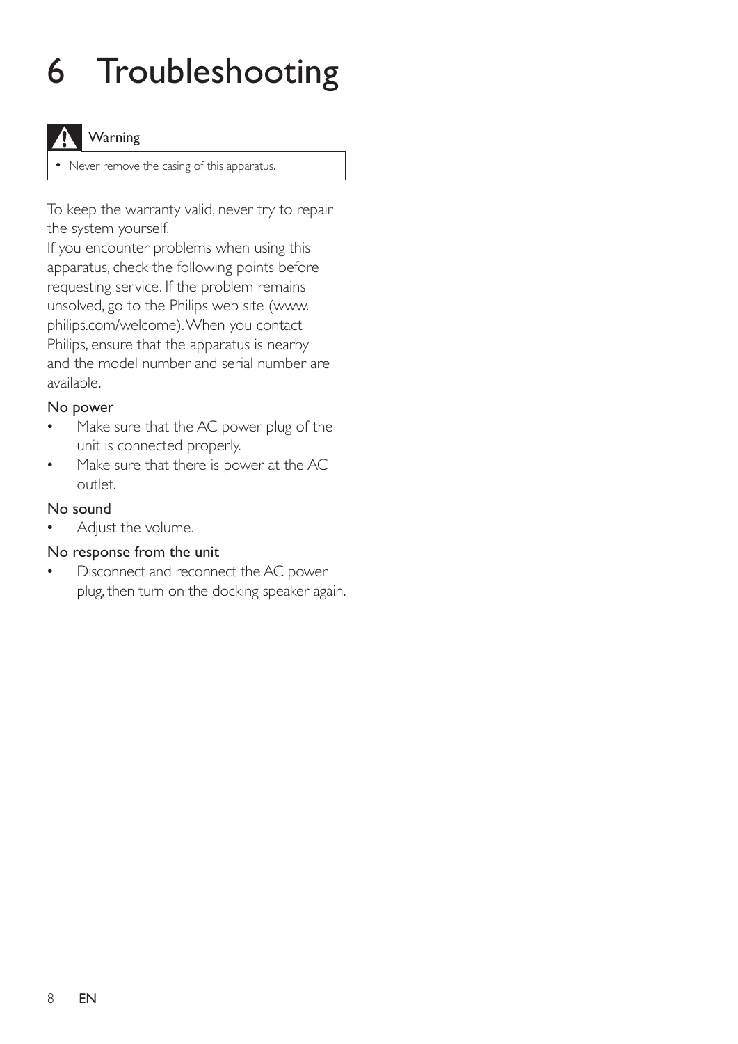# 6 Troubleshooting

**Warning**

- Never remove the casing of this apparatus.

To keep the warranty valid, never try to repair the system yourself.

If you encounter problems when using this apparatus, check the following points before requesting service. If the problem remains unsolved, go to the Philips web site (www.philips.com/welcome). When you contact Philips, ensure that the apparatus is nearby and the model number and serial number are available.

### No power

- Make sure that the AC power plug of the unit is connected properly.
- Make sure that there is power at the AC outlet.

### No sound

- Adjust the volume.

### No response from the unit

- Disconnect and reconnect the AC power plug, then turn on the docking speaker again.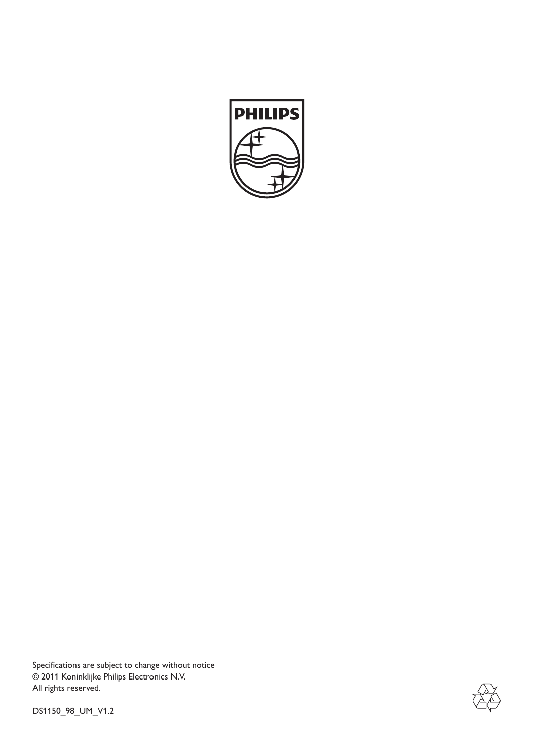Specifications are subject to change without notice
© 2011 Koninklijke Philips Electronics N.V.
All rights reserved.

DS1150_98_UM_V1.2